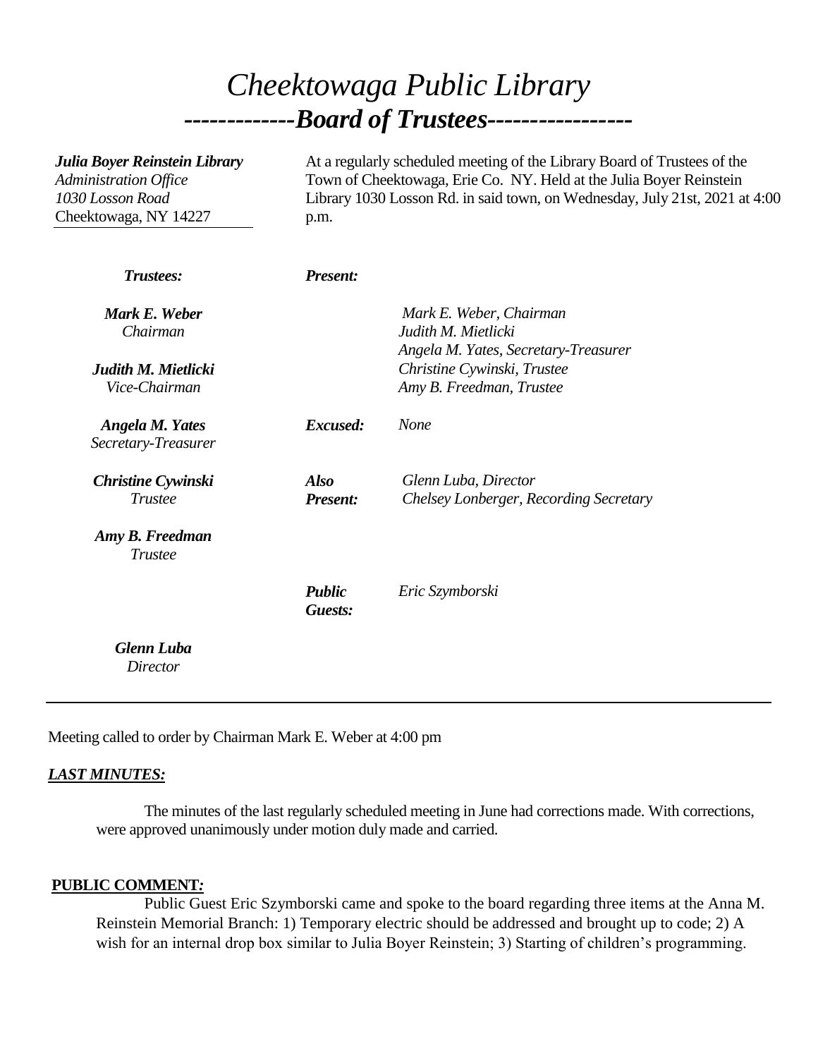# *Cheektowaga Public Library*

## *-------------Board of Trustees-----------------*

***Julia Boyer Reinstein Library***
*Administration Office*
*1030 Losson Road*
Cheektowaga, NY 14227

At a regularly scheduled meeting of the Library Board of Trustees of the Town of Cheektowaga, Erie Co. NY. Held at the Julia Boyer Reinstein Library 1030 Losson Rd. in said town, on Wednesday, July 21st, 2021 at 4:00 p.m.

***Trustees:***

***Mark E. Weber***
*Chairman*

***Judith M. Mietlicki***
*Vice-Chairman*

***Angela M. Yates***
*Secretary-Treasurer*

***Christine Cywinski***
*Trustee*

***Amy B. Freedman***
*Trustee*

***Glenn Luba***
*Director*

***Present:***
*Mark E. Weber, Chairman*
*Judith M. Mietlicki*
*Angela M. Yates, Secretary-Treasurer*
*Christine Cywinski, Trustee*
*Amy B. Freedman, Trustee*

***Excused:*** *None*

***Also Present:***
*Glenn Luba, Director*
*Chelsey Lonberger, Recording Secretary*

***Public Guests:*** *Eric Szymborski*

---

Meeting called to order by Chairman Mark E. Weber at 4:00 pm

***LAST MINUTES:***

The minutes of the last regularly scheduled meeting in June had corrections made. With corrections, were approved unanimously under motion duly made and carried.

**PUBLIC COMMENT*:***

Public Guest Eric Szymborski came and spoke to the board regarding three items at the Anna M. Reinstein Memorial Branch: 1) Temporary electric should be addressed and brought up to code; 2) A wish for an internal drop box similar to Julia Boyer Reinstein; 3) Starting of children's programming.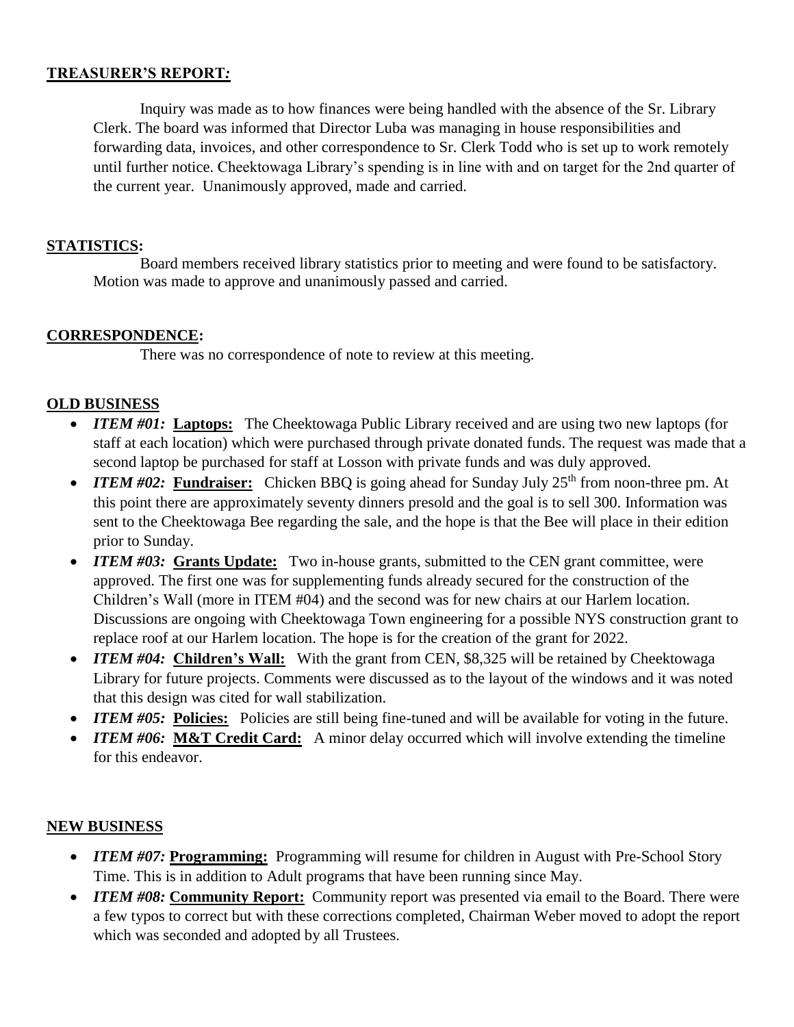## TREASURER'S REPORT*:*

Inquiry was made as to how finances were being handled with the absence of the Sr. Library Clerk. The board was informed that Director Luba was managing in house responsibilities and forwarding data, invoices, and other correspondence to Sr. Clerk Todd who is set up to work remotely until further notice. Cheektowaga Library's spending is in line with and on target for the 2nd quarter of the current year. Unanimously approved, made and carried.

## STATISTICS:

Board members received library statistics prior to meeting and were found to be satisfactory. Motion was made to approve and unanimously passed and carried.

## CORRESPONDENCE:

There was no correspondence of note to review at this meeting.

## OLD BUSINESS

- ***ITEM #01:*** **Laptops:** The Cheektowaga Public Library received and are using two new laptops (for staff at each location) which were purchased through private donated funds. The request was made that a second laptop be purchased for staff at Losson with private funds and was duly approved.
- ***ITEM #02:*** **Fundraiser:** Chicken BBQ is going ahead for Sunday July 25th from noon-three pm. At this point there are approximately seventy dinners presold and the goal is to sell 300. Information was sent to the Cheektowaga Bee regarding the sale, and the hope is that the Bee will place in their edition prior to Sunday.
- ***ITEM #03:*** **Grants Update:** Two in-house grants, submitted to the CEN grant committee, were approved. The first one was for supplementing funds already secured for the construction of the Children's Wall (more in ITEM #04) and the second was for new chairs at our Harlem location. Discussions are ongoing with Cheektowaga Town engineering for a possible NYS construction grant to replace roof at our Harlem location. The hope is for the creation of the grant for 2022.
- ***ITEM #04:*** **Children's Wall:** With the grant from CEN, $8,325 will be retained by Cheektowaga Library for future projects. Comments were discussed as to the layout of the windows and it was noted that this design was cited for wall stabilization.
- ***ITEM #05:*** **Policies:** Policies are still being fine-tuned and will be available for voting in the future.
- ***ITEM #06:*** **M&T Credit Card:** A minor delay occurred which will involve extending the timeline for this endeavor.

## NEW BUSINESS

- ***ITEM #07:*** **Programming:** Programming will resume for children in August with Pre-School Story Time. This is in addition to Adult programs that have been running since May.
- ***ITEM #08:*** **Community Report:** Community report was presented via email to the Board. There were a few typos to correct but with these corrections completed, Chairman Weber moved to adopt the report which was seconded and adopted by all Trustees.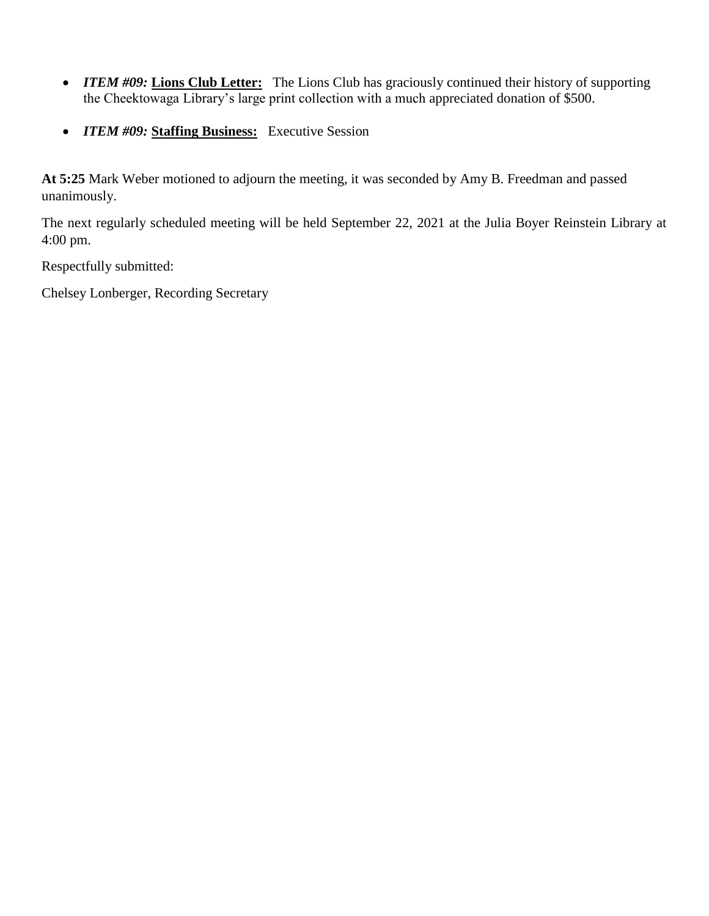- ***ITEM #09:*** **Lions Club Letter:** The Lions Club has graciously continued their history of supporting the Cheektowaga Library's large print collection with a much appreciated donation of $500.

- ***ITEM #09:*** **Staffing Business:** Executive Session

**At 5:25** Mark Weber motioned to adjourn the meeting, it was seconded by Amy B. Freedman and passed unanimously.

The next regularly scheduled meeting will be held September 22, 2021 at the Julia Boyer Reinstein Library at 4:00 pm.

Respectfully submitted:

Chelsey Lonberger, Recording Secretary